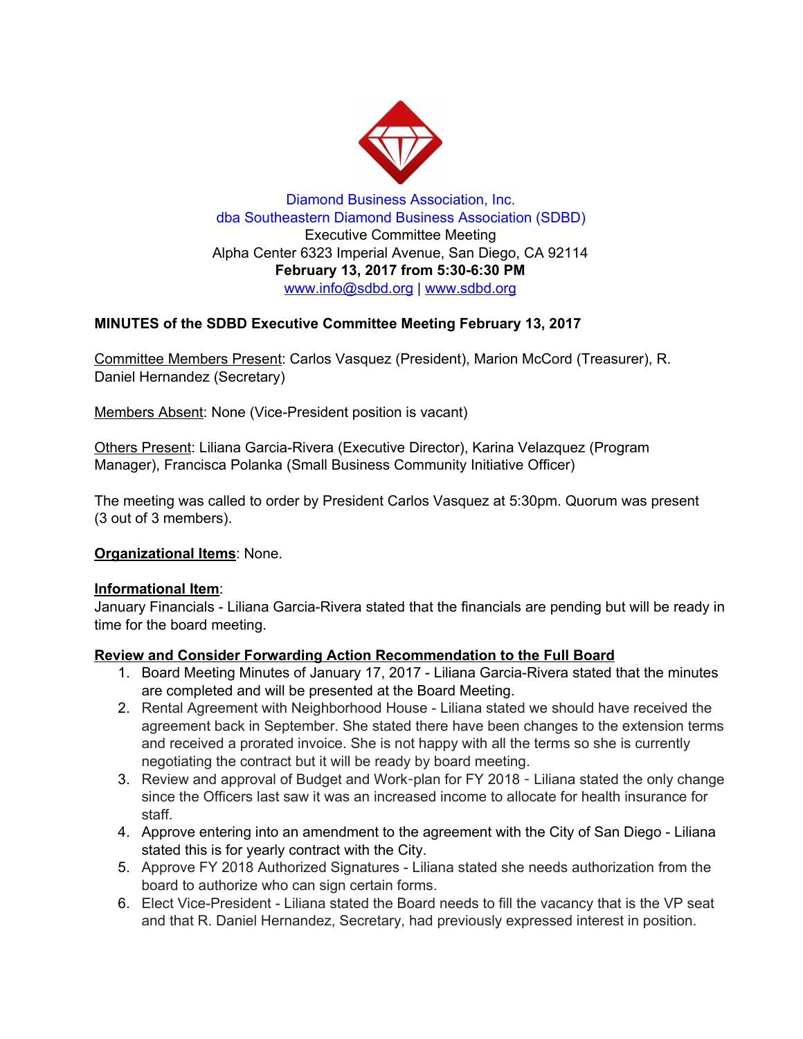Diamond Business Association, Inc.
dba Southeastern Diamond Business Association (SDBD)
Executive Committee Meeting
Alpha Center 6323 Imperial Avenue, San Diego, CA 92114
**February 13, 2017 from 5:30-6:30 PM**
www.info@sdbd.org | www.sdbd.org

**MINUTES of the SDBD Executive Committee Meeting February 13, 2017**

Committee Members Present: Carlos Vasquez (President), Marion McCord (Treasurer), R. Daniel Hernandez (Secretary)

Members Absent: None (Vice-President position is vacant)

Others Present: Liliana Garcia-Rivera (Executive Director), Karina Velazquez (Program Manager), Francisca Polanka (Small Business Community Initiative Officer)

The meeting was called to order by President Carlos Vasquez at 5:30pm. Quorum was present (3 out of 3 members).

**Organizational Items**: None.

**Informational Item**:
January Financials - Liliana Garcia-Rivera stated that the financials are pending but will be ready in time for the board meeting.

**Review and Consider Forwarding Action Recommendation to the Full Board**

1. Board Meeting Minutes of January 17, 2017 - Liliana Garcia-Rivera stated that the minutes are completed and will be presented at the Board Meeting.
2. Rental Agreement with Neighborhood House - Liliana stated we should have received the agreement back in September. She stated there have been changes to the extension terms and received a prorated invoice. She is not happy with all the terms so she is currently negotiating the contract but it will be ready by board meeting.
3. Review and approval of Budget and Work-plan for FY 2018 - Liliana stated the only change since the Officers last saw it was an increased income to allocate for health insurance for staff.
4. Approve entering into an amendment to the agreement with the City of San Diego - Liliana stated this is for yearly contract with the City.
5. Approve FY 2018 Authorized Signatures - Liliana stated she needs authorization from the board to authorize who can sign certain forms.
6. Elect Vice-President - Liliana stated the Board needs to fill the vacancy that is the VP seat and that R. Daniel Hernandez, Secretary, had previously expressed interest in position.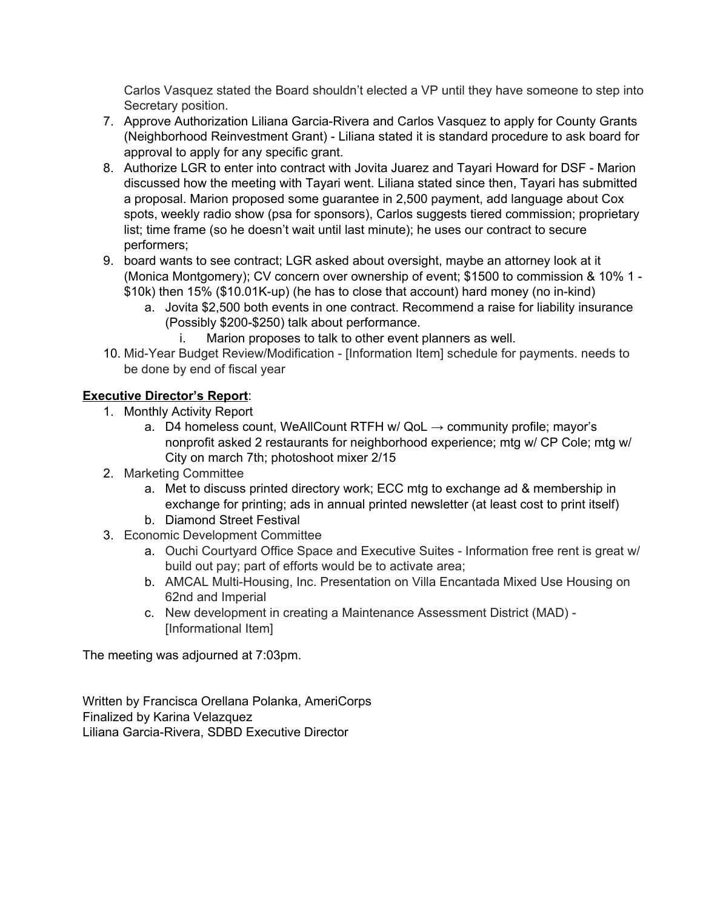Carlos Vasquez stated the Board shouldn't elected a VP until they have someone to step into Secretary position.

7. Approve Authorization Liliana Garcia-Rivera and Carlos Vasquez to apply for County Grants (Neighborhood Reinvestment Grant) - Liliana stated it is standard procedure to ask board for approval to apply for any specific grant.
8. Authorize LGR to enter into contract with Jovita Juarez and Tayari Howard for DSF - Marion discussed how the meeting with Tayari went. Liliana stated since then, Tayari has submitted a proposal. Marion proposed some guarantee in 2,500 payment, add language about Cox spots, weekly radio show (psa for sponsors), Carlos suggests tiered commission; proprietary list; time frame (so he doesn't wait until last minute); he uses our contract to secure performers;
9. board wants to see contract; LGR asked about oversight, maybe an attorney look at it (Monica Montgomery); CV concern over ownership of event; $1500 to commission & 10% 1 - $10k) then 15% ($10.01K-up) (he has to close that account) hard money (no in-kind)
   a. Jovita $2,500 both events in one contract. Recommend a raise for liability insurance (Possibly $200-$250) talk about performance.
      i. Marion proposes to talk to other event planners as well.
10. Mid-Year Budget Review/Modification - [Information Item] schedule for payments. needs to be done by end of fiscal year

**Executive Director's Report**:

1. Monthly Activity Report
   a. D4 homeless count, WeAllCount RTFH w/ QoL → community profile; mayor's nonprofit asked 2 restaurants for neighborhood experience; mtg w/ CP Cole; mtg w/ City on march 7th; photoshoot mixer 2/15
2. Marketing Committee
   a. Met to discuss printed directory work; ECC mtg to exchange ad & membership in exchange for printing; ads in annual printed newsletter (at least cost to print itself)
   b. Diamond Street Festival
3. Economic Development Committee
   a. Ouchi Courtyard Office Space and Executive Suites - Information free rent is great w/ build out pay; part of efforts would be to activate area;
   b. AMCAL Multi-Housing, Inc. Presentation on Villa Encantada Mixed Use Housing on 62nd and Imperial
   c. New development in creating a Maintenance Assessment District (MAD) - [Informational Item]

The meeting was adjourned at 7:03pm.

Written by Francisca Orellana Polanka, AmeriCorps
Finalized by Karina Velazquez
Liliana Garcia-Rivera, SDBD Executive Director